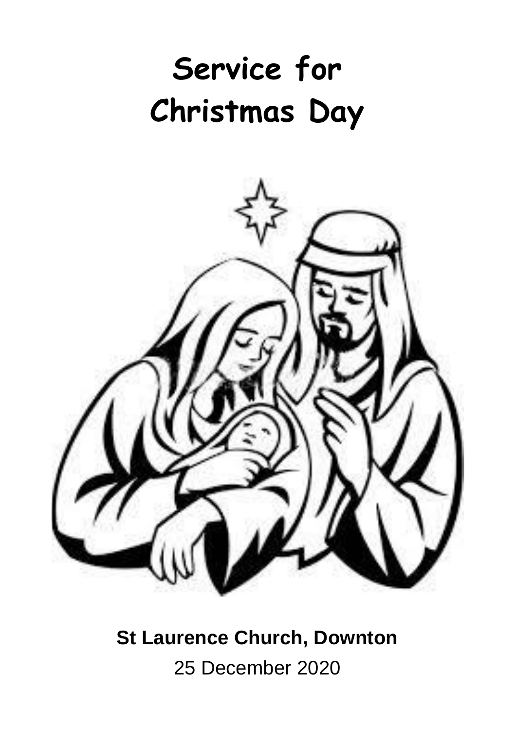# Service for Christmas Day

**St Laurence Church, Downton**

25 December 2020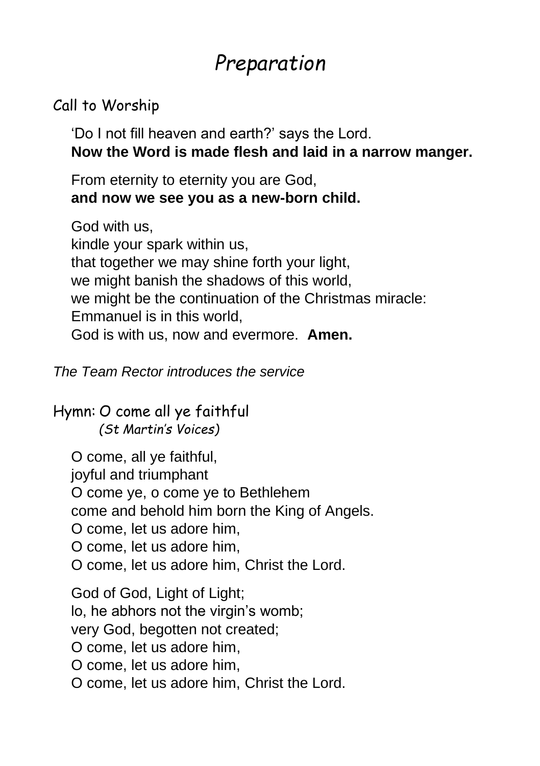# *Preparation*

## Call to Worship

'Do I not fill heaven and earth?' says the Lord.
**Now the Word is made flesh and laid in a narrow manger.**

From eternity to eternity you are God,
**and now we see you as a new-born child.**

God with us,
kindle your spark within us,
that together we may shine forth your light,
we might banish the shadows of this world,
we might be the continuation of the Christmas miracle:
Emmanuel is in this world,
God is with us, now and evermore. **Amen.**

*The Team Rector introduces the service*

## Hymn: *O come all ye faithful*

*(St Martin's Voices)*

O come, all ye faithful,
joyful and triumphant
O come ye, o come ye to Bethlehem
come and behold him born the King of Angels.
O come, let us adore him,
O come, let us adore him,
O come, let us adore him, Christ the Lord.

God of God, Light of Light;
lo, he abhors not the virgin's womb;
very God, begotten not created;
O come, let us adore him,
O come, let us adore him,
O come, let us adore him, Christ the Lord.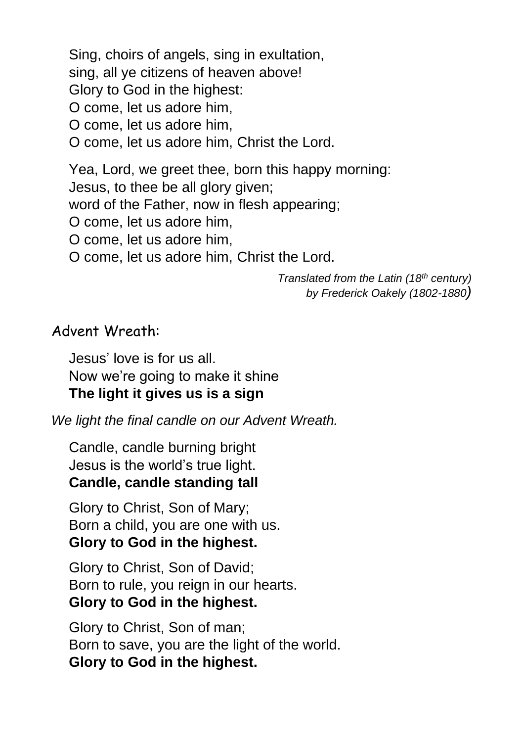Sing, choirs of angels, sing in exultation,
sing, all ye citizens of heaven above!
Glory to God in the highest:
O come, let us adore him,
O come, let us adore him,
O come, let us adore him, Christ the Lord.

Yea, Lord, we greet thee, born this happy morning:
Jesus, to thee be all glory given;
word of the Father, now in flesh appearing;
O come, let us adore him,
O come, let us adore him,
O come, let us adore him, Christ the Lord.

*Translated from the Latin (18th century)*
*by Frederick Oakely (1802-1880)*

## Advent Wreath:

Jesus' love is for us all.
Now we're going to make it shine
**The light it gives us is a sign**

*We light the final candle on our Advent Wreath.*

Candle, candle burning bright
Jesus is the world's true light.
**Candle, candle standing tall**

Glory to Christ, Son of Mary;
Born a child, you are one with us.
**Glory to God in the highest.**

Glory to Christ, Son of David;
Born to rule, you reign in our hearts.
**Glory to God in the highest.**

Glory to Christ, Son of man;
Born to save, you are the light of the world.
**Glory to God in the highest.**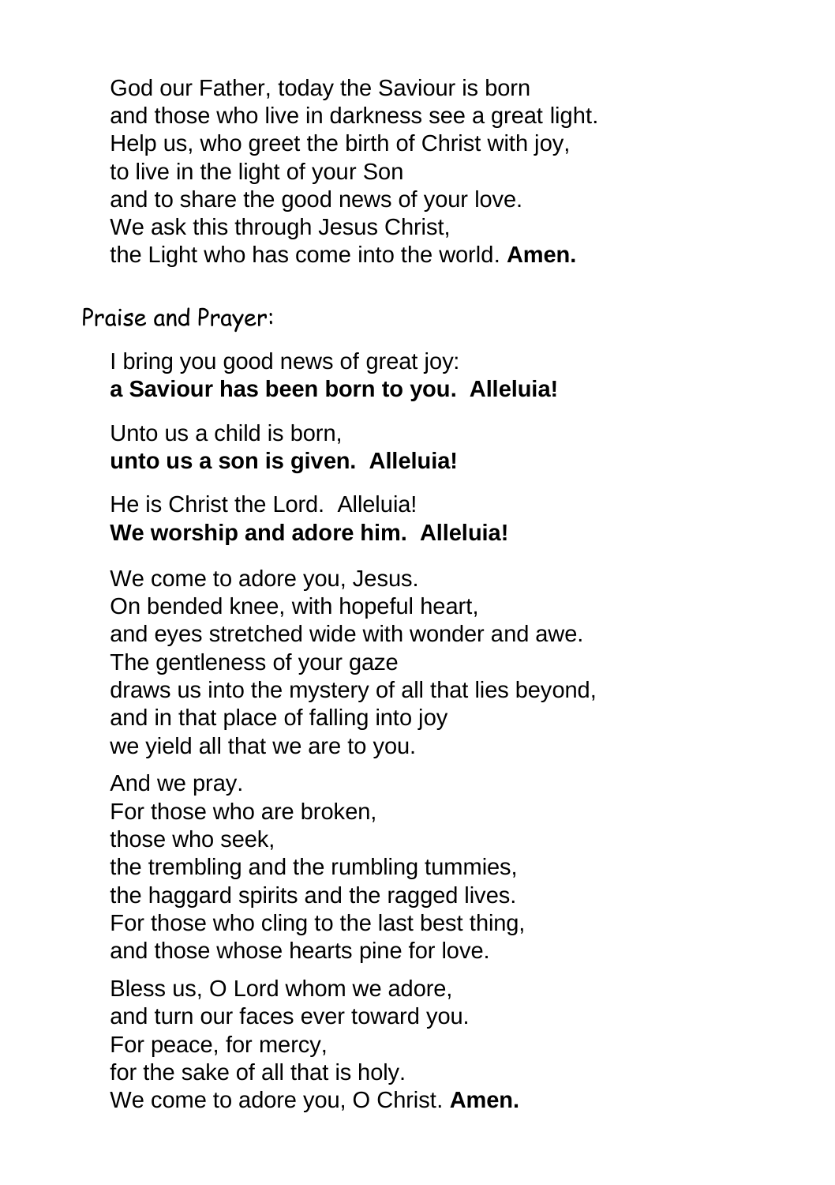God our Father, today the Saviour is born  
and those who live in darkness see a great light.  
Help us, who greet the birth of Christ with joy,  
to live in the light of your Son  
and to share the good news of your love.  
We ask this through Jesus Christ,  
the Light who has come into the world. **Amen.**

## Praise and Prayer:

I bring you good news of great joy:  
**a Saviour has been born to you.  Alleluia!**

Unto us a child is born,  
**unto us a son is given.  Alleluia!**

He is Christ the Lord.  Alleluia!  
**We worship and adore him.  Alleluia!**

We come to adore you, Jesus.  
On bended knee, with hopeful heart,  
and eyes stretched wide with wonder and awe.  
The gentleness of your gaze  
draws us into the mystery of all that lies beyond,  
and in that place of falling into joy  
we yield all that we are to you.

And we pray.  
For those who are broken,  
those who seek,  
the trembling and the rumbling tummies,  
the haggard spirits and the ragged lives.  
For those who cling to the last best thing,  
and those whose hearts pine for love.

Bless us, O Lord whom we adore,  
and turn our faces ever toward you.  
For peace, for mercy,  
for the sake of all that is holy.  
We come to adore you, O Christ. **Amen.**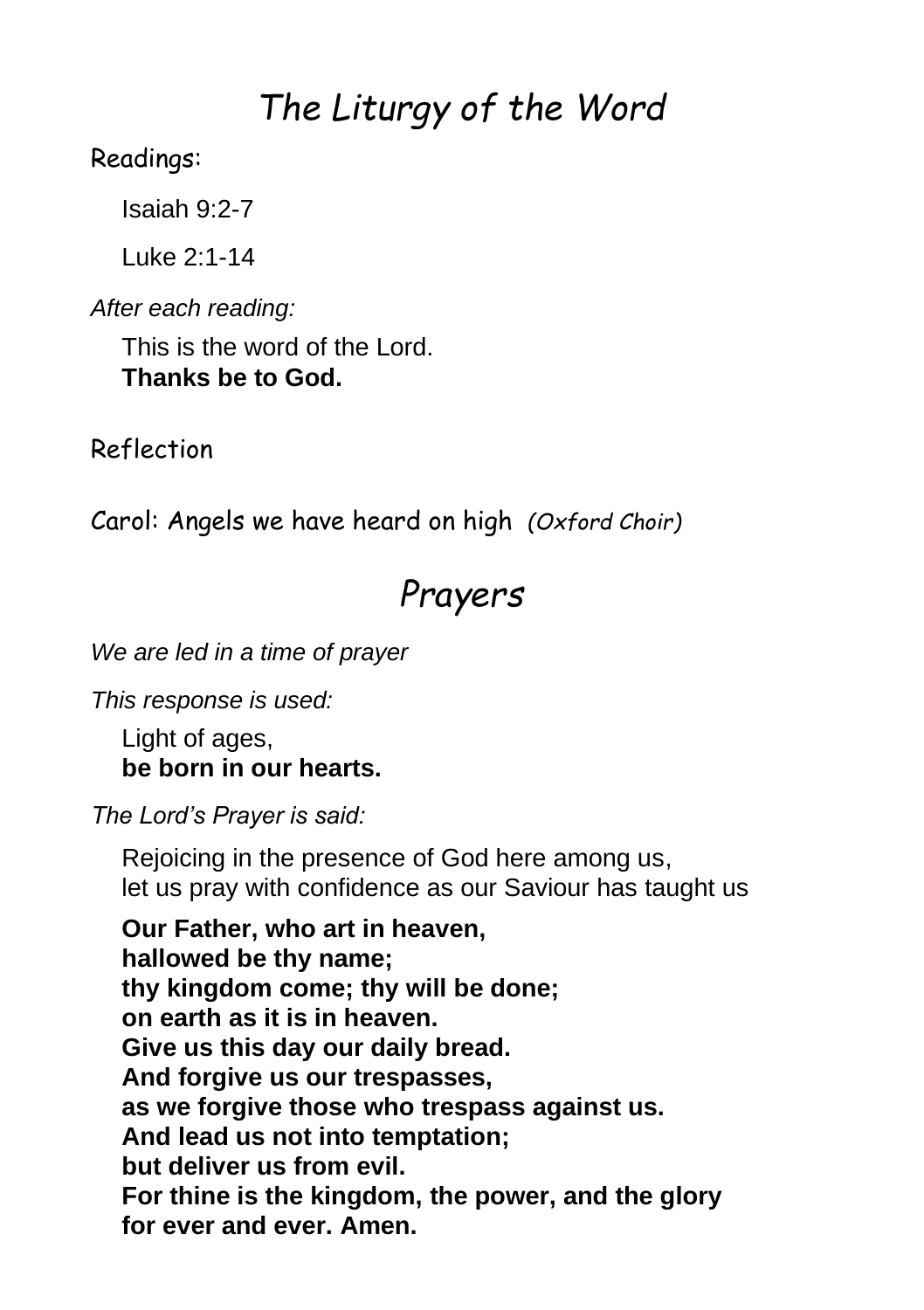# *The Liturgy of the Word*

Readings:

Isaiah 9:2-7

Luke 2:1-14

*After each reading:*

This is the word of the Lord.
**Thanks be to God.**

Reflection

Carol: Angels we have heard on high *(Oxford Choir)*

# *Prayers*

*We are led in a time of prayer*

*This response is used:*

Light of ages,
**be born in our hearts.**

*The Lord's Prayer is said:*

Rejoicing in the presence of God here among us,
let us pray with confidence as our Saviour has taught us

**Our Father, who art in heaven,**
**hallowed be thy name;**
**thy kingdom come; thy will be done;**
**on earth as it is in heaven.**
**Give us this day our daily bread.**
**And forgive us our trespasses,**
**as we forgive those who trespass against us.**
**And lead us not into temptation;**
**but deliver us from evil.**
**For thine is the kingdom, the power, and the glory**
**for ever and ever. Amen.**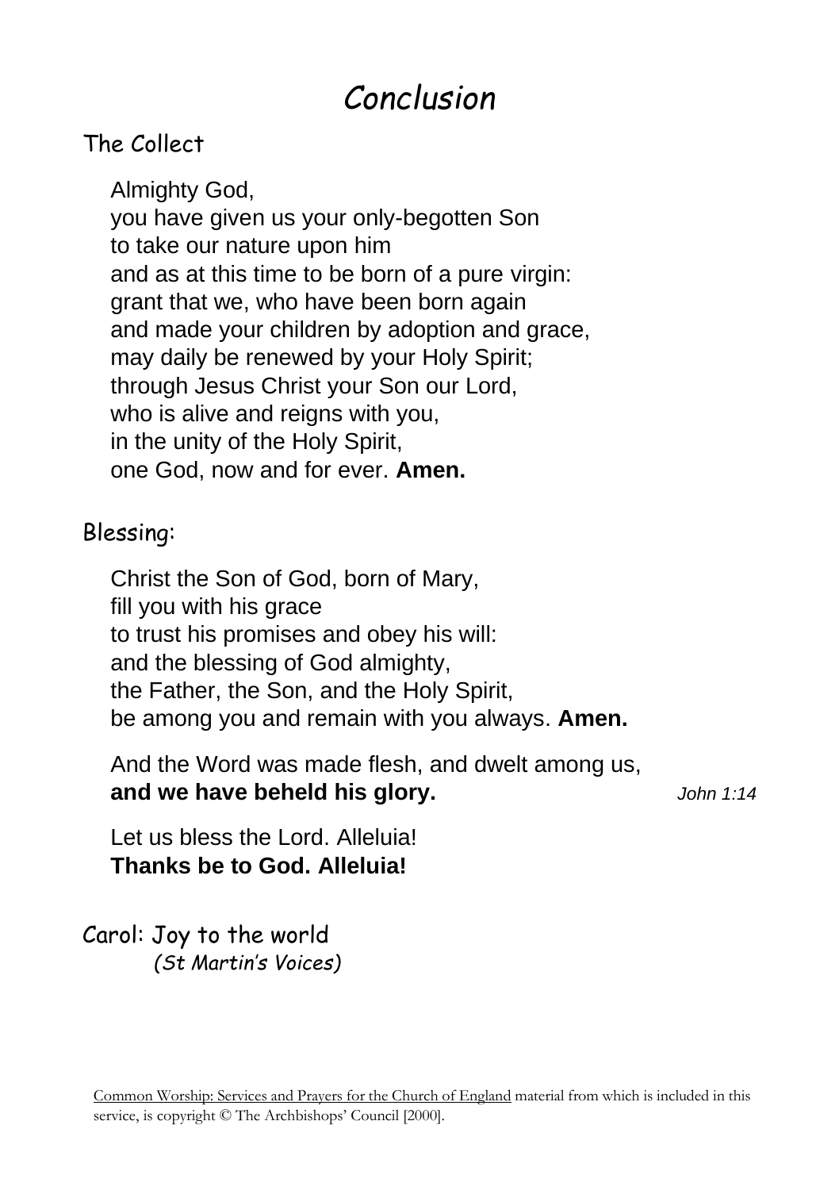# *Conclusion*

## The Collect

Almighty God,
you have given us your only-begotten Son
to take our nature upon him
and as at this time to be born of a pure virgin:
grant that we, who have been born again
and made your children by adoption and grace,
may daily be renewed by your Holy Spirit;
through Jesus Christ your Son our Lord,
who is alive and reigns with you,
in the unity of the Holy Spirit,
one God, now and for ever. **Amen.**

## Blessing:

Christ the Son of God, born of Mary,
fill you with his grace
to trust his promises and obey his will:
and the blessing of God almighty,
the Father, the Son, and the Holy Spirit,
be among you and remain with you always. **Amen.**

And the Word was made flesh, and dwelt among us,
**and we have beheld his glory.** *John 1:14*

Let us bless the Lord. Alleluia!
**Thanks be to God. Alleluia!**

## Carol: Joy to the world

*(St Martin's Voices)*

Common Worship: Services and Prayers for the Church of England material from which is included in this service, is copyright © The Archbishops' Council [2000].